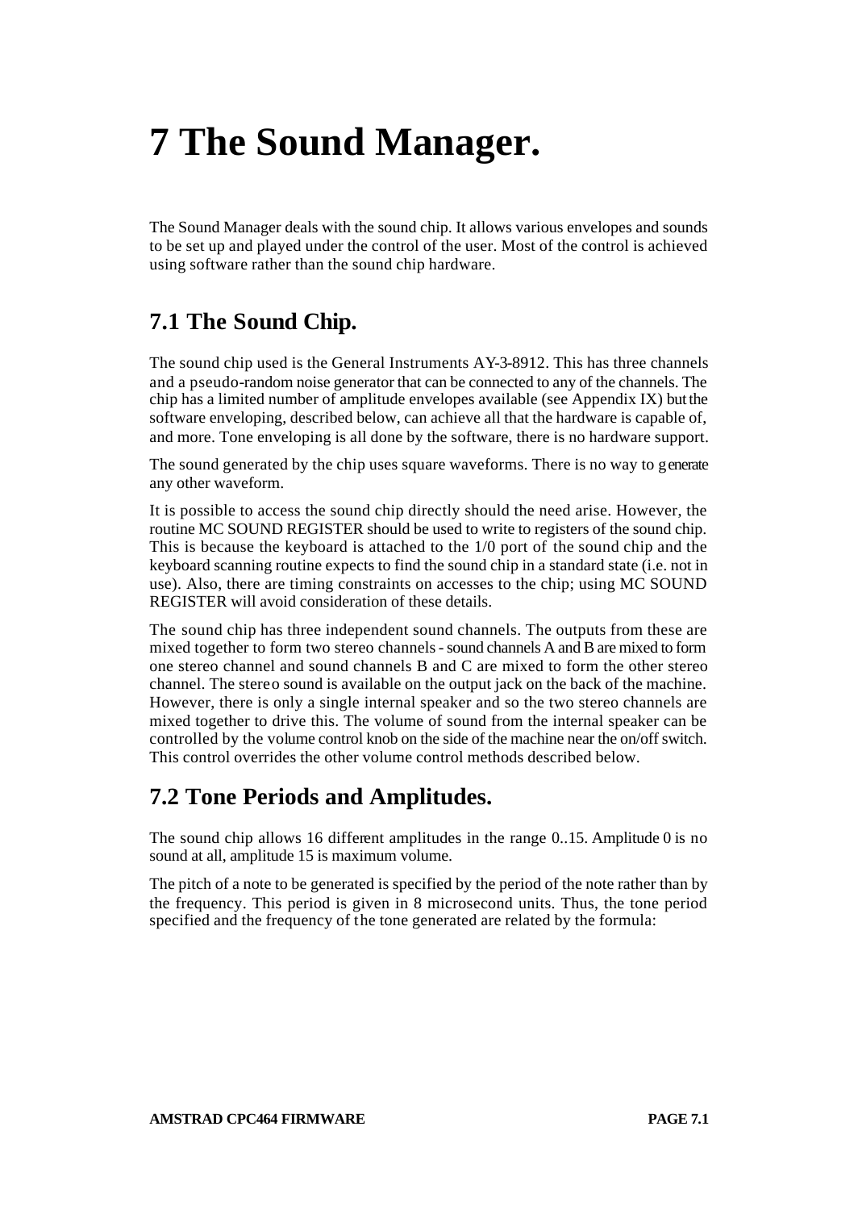# 7 The Sound Manager.

The Sound Manager deals with the sound chip. It allows various envelopes and sounds to be set up and played under the control of the user. Most of the control is achieved using software rather than the sound chip hardware.

## 7.1 The Sound Chip.

The sound chip used is the General Instruments AY-3-8912. This has three channels and a pseudo-random noise generator that can be connected to any of the channels. The chip has a limited number of amplitude envelopes available (see Appendix IX) but the software enveloping, described below, can achieve all that the hardware is capable of, and more. Tone enveloping is all done by the software, there is no hardware support.

The sound generated by the chip uses square waveforms. There is no way to generate any other waveform.

It is possible to access the sound chip directly should the need arise. However, the routine MC SOUND REGISTER should be used to write to registers of the sound chip. This is because the keyboard is attached to the 1/0 port of the sound chip and the keyboard scanning routine expects to find the sound chip in a standard state (i.e. not in use). Also, there are timing constraints on accesses to the chip; using MC SOUND REGISTER will avoid consideration of these details.

The sound chip has three independent sound channels. The outputs from these are mixed together to form two stereo channels - sound channels A and B are mixed to form one stereo channel and sound channels B and C are mixed to form the other stereo channel. The stereo sound is available on the output jack on the back of the machine. However, there is only a single internal speaker and so the two stereo channels are mixed together to drive this. The volume of sound from the internal speaker can be controlled by the volume control knob on the side of the machine near the on/off switch. This control overrides the other volume control methods described below.

## 7.2 Tone Periods and Amplitudes.

The sound chip allows 16 different amplitudes in the range 0..15. Amplitude 0 is no sound at all, amplitude 15 is maximum volume.

The pitch of a note to be generated is specified by the period of the note rather than by the frequency. This period is given in 8 microsecond units. Thus, the tone period specified and the frequency of the tone generated are related by the formula: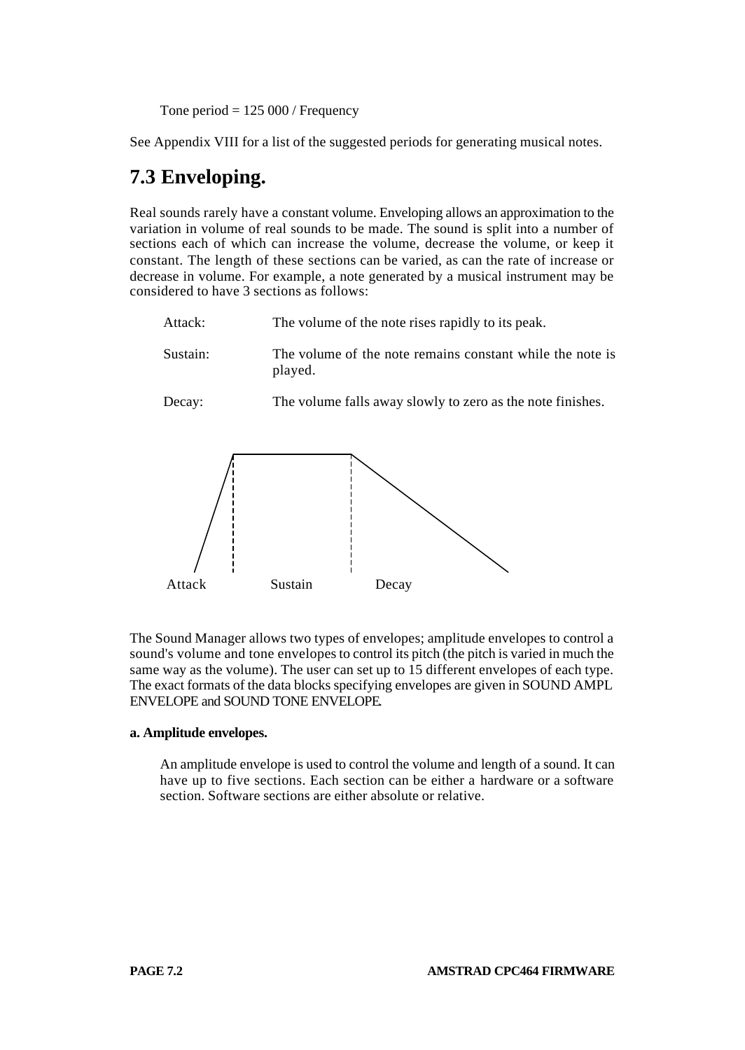Tone period = 125 000 / Frequency

See Appendix VIII for a list of the suggested periods for generating musical notes.

## 7.3 Enveloping.

Real sounds rarely have a constant volume. Enveloping allows an approximation to the variation in volume of real sounds to be made. The sound is split into a number of sections each of which can increase the volume, decrease the volume, or keep it constant. The length of these sections can be varied, as can the rate of increase or decrease in volume. For example, a note generated by a musical instrument may be considered to have 3 sections as follows:

| | |
|---|---|
| Attack: | The volume of the note rises rapidly to its peak. |
| Sustain: | The volume of the note remains constant while the note is played. |
| Decay: | The volume falls away slowly to zero as the note finishes. |

Attack     Sustain     Decay

The Sound Manager allows two types of envelopes; amplitude envelopes to control a sound's volume and tone envelopes to control its pitch (the pitch is varied in much the same way as the volume). The user can set up to 15 different envelopes of each type. The exact formats of the data blocks specifying envelopes are given in SOUND AMPL ENVELOPE and SOUND TONE ENVELOPE.

**a. Amplitude envelopes.**

An amplitude envelope is used to control the volume and length of a sound. It can have up to five sections. Each section can be either a hardware or a software section. Software sections are either absolute or relative.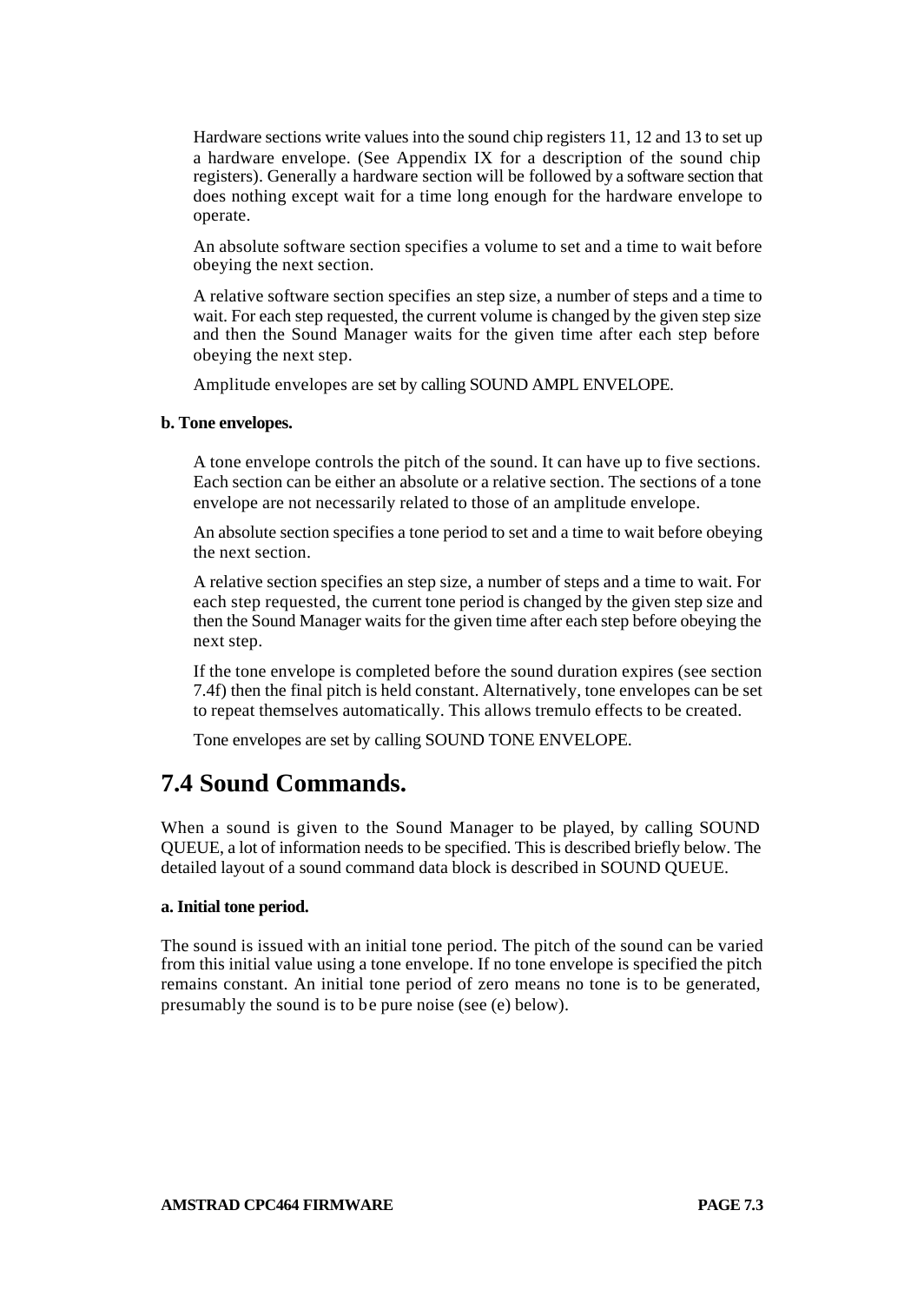Hardware sections write values into the sound chip registers 11, 12 and 13 to set up a hardware envelope. (See Appendix IX for a description of the sound chip registers). Generally a hardware section will be followed by a software section that does nothing except wait for a time long enough for the hardware envelope to operate.

An absolute software section specifies a volume to set and a time to wait before obeying the next section.

A relative software section specifies an step size, a number of steps and a time to wait. For each step requested, the current volume is changed by the given step size and then the Sound Manager waits for the given time after each step before obeying the next step.

Amplitude envelopes are set by calling SOUND AMPL ENVELOPE.

**b. Tone envelopes.**

A tone envelope controls the pitch of the sound. It can have up to five sections. Each section can be either an absolute or a relative section. The sections of a tone envelope are not necessarily related to those of an amplitude envelope.

An absolute section specifies a tone period to set and a time to wait before obeying the next section.

A relative section specifies an step size, a number of steps and a time to wait. For each step requested, the current tone period is changed by the given step size and then the Sound Manager waits for the given time after each step before obeying the next step.

If the tone envelope is completed before the sound duration expires (see section 7.4f) then the final pitch is held constant. Alternatively, tone envelopes can be set to repeat themselves automatically. This allows tremulo effects to be created.

Tone envelopes are set by calling SOUND TONE ENVELOPE.

## 7.4 Sound Commands.

When a sound is given to the Sound Manager to be played, by calling SOUND QUEUE, a lot of information needs to be specified. This is described briefly below. The detailed layout of a sound command data block is described in SOUND QUEUE.

**a. Initial tone period.**

The sound is issued with an initial tone period. The pitch of the sound can be varied from this initial value using a tone envelope. If no tone envelope is specified the pitch remains constant. An initial tone period of zero means no tone is to be generated, presumably the sound is to be pure noise (see (e) below).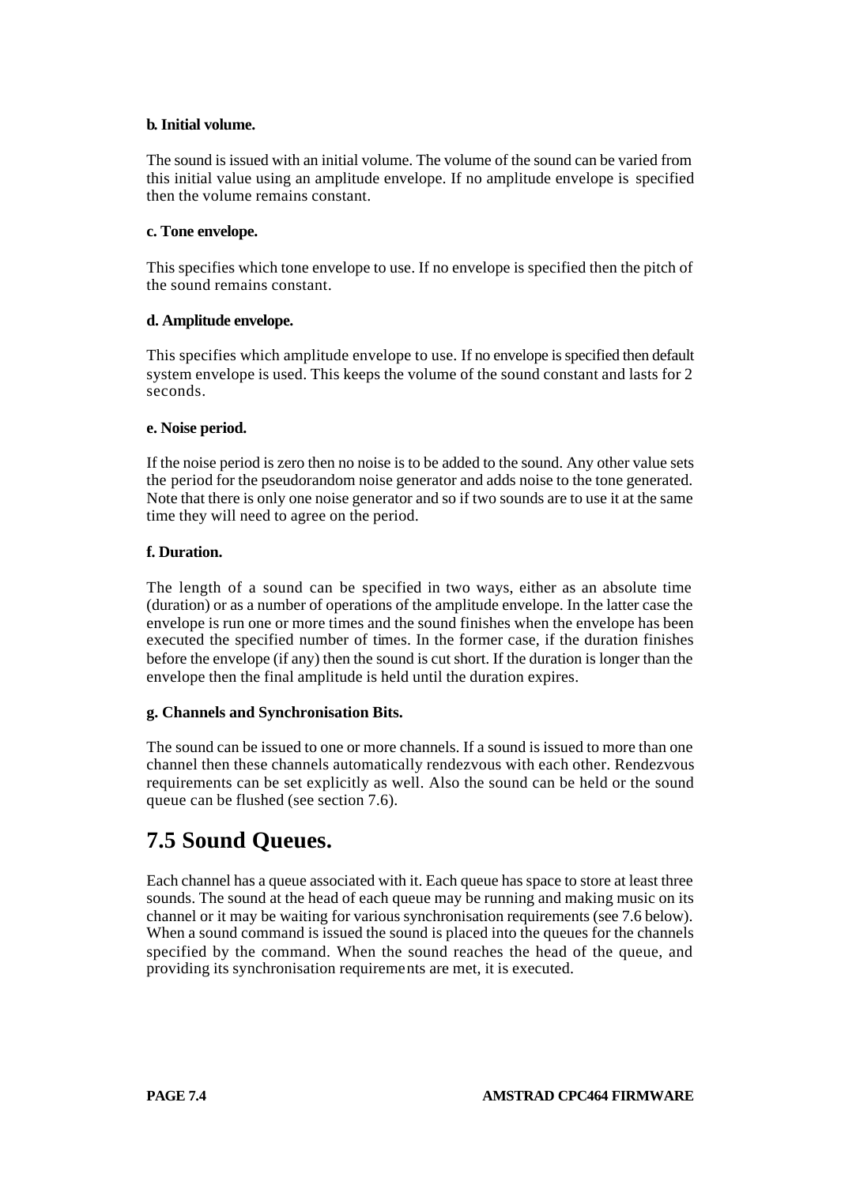**b. Initial volume.**

The sound is issued with an initial volume. The volume of the sound can be varied from this initial value using an amplitude envelope. If no amplitude envelope is specified then the volume remains constant.

**c. Tone envelope.**

This specifies which tone envelope to use. If no envelope is specified then the pitch of the sound remains constant.

**d. Amplitude envelope.**

This specifies which amplitude envelope to use. If no envelope is specified then default system envelope is used. This keeps the volume of the sound constant and lasts for 2 seconds.

**e. Noise period.**

If the noise period is zero then no noise is to be added to the sound. Any other value sets the period for the pseudorandom noise generator and adds noise to the tone generated. Note that there is only one noise generator and so if two sounds are to use it at the same time they will need to agree on the period.

**f. Duration.**

The length of a sound can be specified in two ways, either as an absolute time (duration) or as a number of operations of the amplitude envelope. In the latter case the envelope is run one or more times and the sound finishes when the envelope has been executed the specified number of times. In the former case, if the duration finishes before the envelope (if any) then the sound is cut short. If the duration is longer than the envelope then the final amplitude is held until the duration expires.

**g. Channels and Synchronisation Bits.**

The sound can be issued to one or more channels. If a sound is issued to more than one channel then these channels automatically rendezvous with each other. Rendezvous requirements can be set explicitly as well. Also the sound can be held or the sound queue can be flushed (see section 7.6).

## 7.5 Sound Queues.

Each channel has a queue associated with it. Each queue has space to store at least three sounds. The sound at the head of each queue may be running and making music on its channel or it may be waiting for various synchronisation requirements (see 7.6 below). When a sound command is issued the sound is placed into the queues for the channels specified by the command. When the sound reaches the head of the queue, and providing its synchronisation requirements are met, it is executed.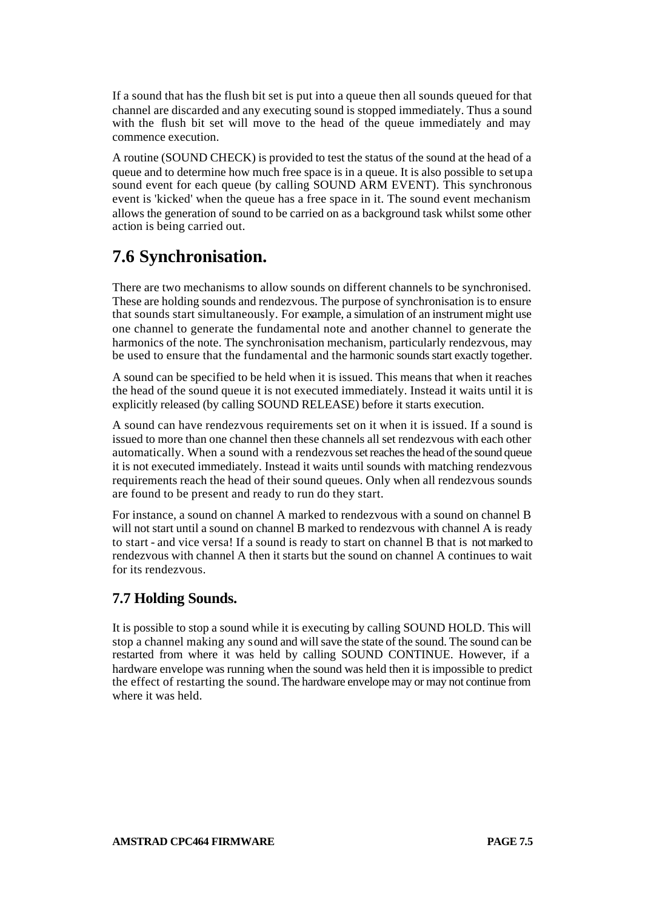If a sound that has the flush bit set is put into a queue then all sounds queued for that channel are discarded and any executing sound is stopped immediately. Thus a sound with the flush bit set will move to the head of the queue immediately and may commence execution.

A routine (SOUND CHECK) is provided to test the status of the sound at the head of a queue and to determine how much free space is in a queue. It is also possible to set up a sound event for each queue (by calling SOUND ARM EVENT). This synchronous event is 'kicked' when the queue has a free space in it. The sound event mechanism allows the generation of sound to be carried on as a background task whilst some other action is being carried out.

# 7.6 Synchronisation.

There are two mechanisms to allow sounds on different channels to be synchronised. These are holding sounds and rendezvous. The purpose of synchronisation is to ensure that sounds start simultaneously. For example, a simulation of an instrument might use one channel to generate the fundamental note and another channel to generate the harmonics of the note. The synchronisation mechanism, particularly rendezvous, may be used to ensure that the fundamental and the harmonic sounds start exactly together.

A sound can be specified to be held when it is issued. This means that when it reaches the head of the sound queue it is not executed immediately. Instead it waits until it is explicitly released (by calling SOUND RELEASE) before it starts execution.

A sound can have rendezvous requirements set on it when it is issued. If a sound is issued to more than one channel then these channels all set rendezvous with each other automatically. When a sound with a rendezvous set reaches the head of the sound queue it is not executed immediately. Instead it waits until sounds with matching rendezvous requirements reach the head of their sound queues. Only when all rendezvous sounds are found to be present and ready to run do they start.

For instance, a sound on channel A marked to rendezvous with a sound on channel B will not start until a sound on channel B marked to rendezvous with channel A is ready to start - and vice versa! If a sound is ready to start on channel B that is not marked to rendezvous with channel A then it starts but the sound on channel A continues to wait for its rendezvous.

## 7.7 Holding Sounds.

It is possible to stop a sound while it is executing by calling SOUND HOLD. This will stop a channel making any sound and will save the state of the sound. The sound can be restarted from where it was held by calling SOUND CONTINUE. However, if a hardware envelope was running when the sound was held then it is impossible to predict the effect of restarting the sound. The hardware envelope may or may not continue from where it was held.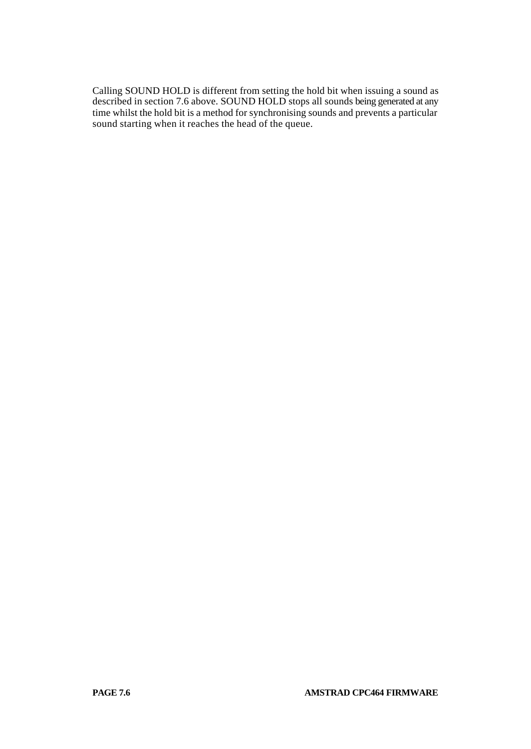Calling SOUND HOLD is different from setting the hold bit when issuing a sound as described in section 7.6 above. SOUND HOLD stops all sounds being generated at any time whilst the hold bit is a method for synchronising sounds and prevents a particular sound starting when it reaches the head of the queue.